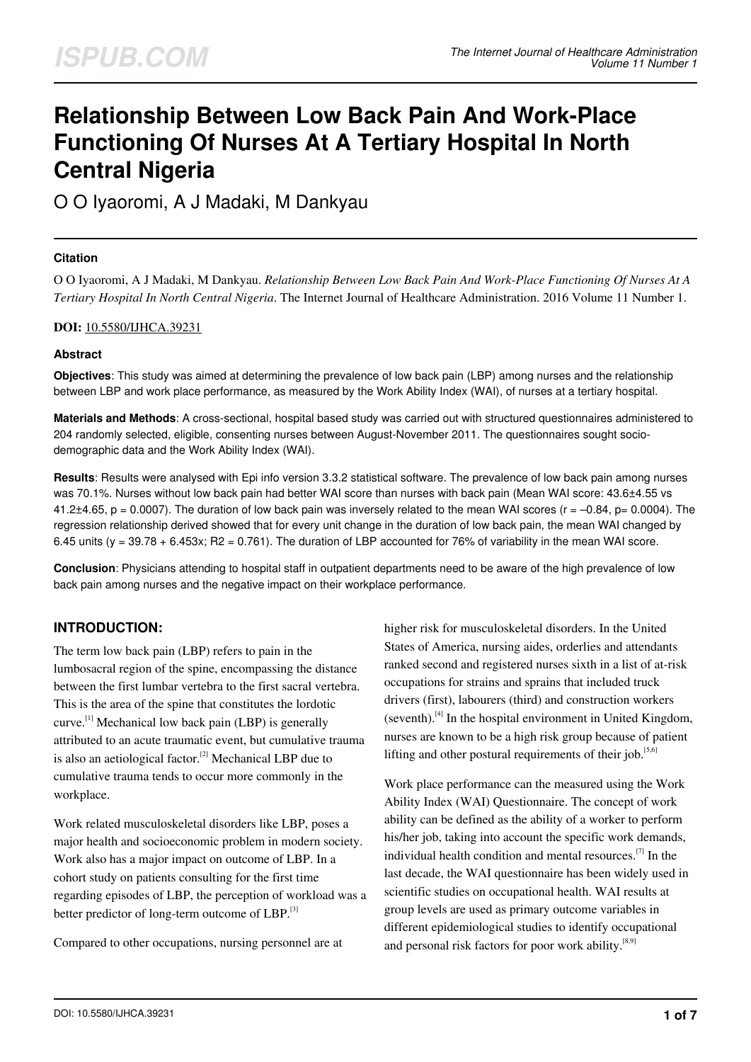# Relationship Between Low Back Pain And Work-Place Functioning Of Nurses At A Tertiary Hospital In North Central Nigeria

O O Iyaoromi, A J Madaki, M Dankyau

### Citation

O O Iyaoromi, A J Madaki, M Dankyau. *Relationship Between Low Back Pain And Work-Place Functioning Of Nurses At A Tertiary Hospital In North Central Nigeria*. The Internet Journal of Healthcare Administration. 2016 Volume 11 Number 1.

**DOI:** 10.5580/IJHCA.39231

### Abstract

**Objectives**: This study was aimed at determining the prevalence of low back pain (LBP) among nurses and the relationship between LBP and work place performance, as measured by the Work Ability Index (WAI), of nurses at a tertiary hospital.

**Materials and Methods**: A cross-sectional, hospital based study was carried out with structured questionnaires administered to 204 randomly selected, eligible, consenting nurses between August-November 2011. The questionnaires sought socio-demographic data and the Work Ability Index (WAI).

**Results**: Results were analysed with Epi info version 3.3.2 statistical software. The prevalence of low back pain among nurses was 70.1%. Nurses without low back pain had better WAI score than nurses with back pain (Mean WAI score: 43.6±4.55 vs 41.2±4.65, $p = 0.0007$). The duration of low back pain was inversely related to the mean WAI scores ($r = -0.84$, $p = 0.0004$). The regression relationship derived showed that for every unit change in the duration of low back pain, the mean WAI changed by 6.45 units ($y = 39.78 + 6.453x$; $R^2 = 0.761$). The duration of LBP accounted for 76% of variability in the mean WAI score.

**Conclusion**: Physicians attending to hospital staff in outpatient departments need to be aware of the high prevalence of low back pain among nurses and the negative impact on their workplace performance.

## INTRODUCTION:

The term low back pain (LBP) refers to pain in the lumbosacral region of the spine, encompassing the distance between the first lumbar vertebra to the first sacral vertebra. This is the area of the spine that constitutes the lordotic curve.[1] Mechanical low back pain (LBP) is generally attributed to an acute traumatic event, but cumulative trauma is also an aetiological factor.[2] Mechanical LBP due to cumulative trauma tends to occur more commonly in the workplace.

Work related musculoskeletal disorders like LBP, poses a major health and socioeconomic problem in modern society. Work also has a major impact on outcome of LBP. In a cohort study on patients consulting for the first time regarding episodes of LBP, the perception of workload was a better predictor of long-term outcome of LBP.[3]

Compared to other occupations, nursing personnel are at higher risk for musculoskeletal disorders. In the United States of America, nursing aides, orderlies and attendants ranked second and registered nurses sixth in a list of at-risk occupations for strains and sprains that included truck drivers (first), labourers (third) and construction workers (seventh).[4] In the hospital environment in United Kingdom, nurses are known to be a high risk group because of patient lifting and other postural requirements of their job.[5,6]

Work place performance can the measured using the Work Ability Index (WAI) Questionnaire. The concept of work ability can be defined as the ability of a worker to perform his/her job, taking into account the specific work demands, individual health condition and mental resources.[7] In the last decade, the WAI questionnaire has been widely used in scientific studies on occupational health. WAI results at group levels are used as primary outcome variables in different epidemiological studies to identify occupational and personal risk factors for poor work ability.[8,9]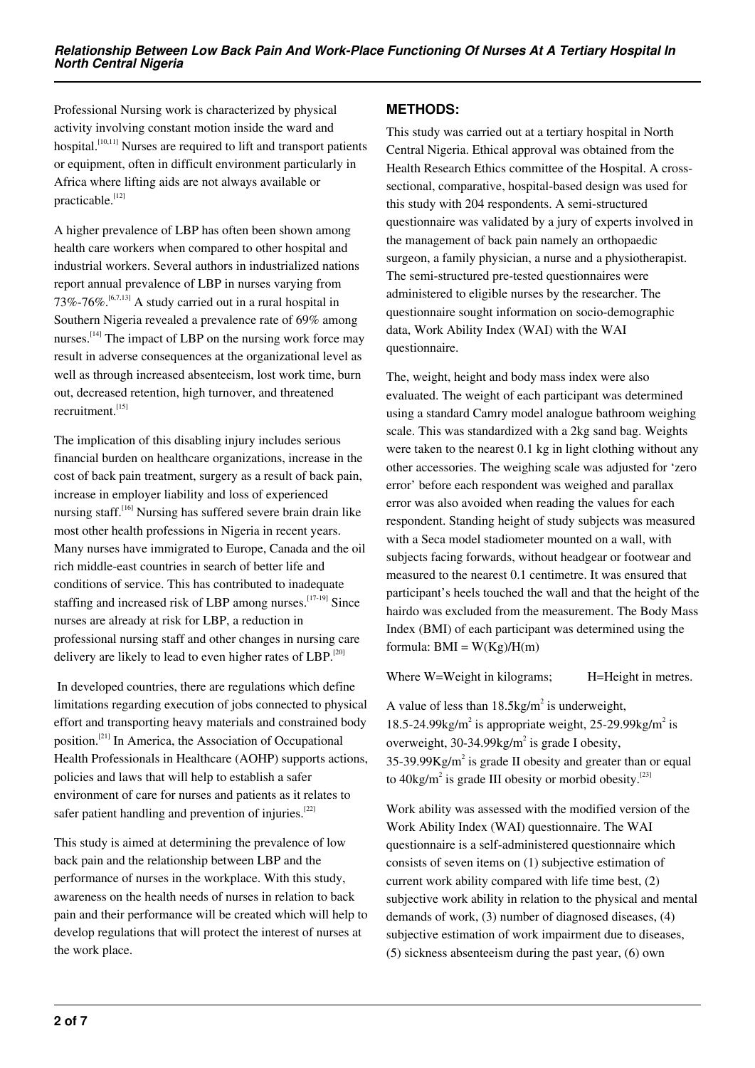Professional Nursing work is characterized by physical activity involving constant motion inside the ward and hospital.[10,11] Nurses are required to lift and transport patients or equipment, often in difficult environment particularly in Africa where lifting aids are not always available or practicable.[12]

A higher prevalence of LBP has often been shown among health care workers when compared to other hospital and industrial workers. Several authors in industrialized nations report annual prevalence of LBP in nurses varying from 73%-76%.[6,7,13] A study carried out in a rural hospital in Southern Nigeria revealed a prevalence rate of 69% among nurses.[14] The impact of LBP on the nursing work force may result in adverse consequences at the organizational level as well as through increased absenteeism, lost work time, burn out, decreased retention, high turnover, and threatened recruitment.[15]

The implication of this disabling injury includes serious financial burden on healthcare organizations, increase in the cost of back pain treatment, surgery as a result of back pain, increase in employer liability and loss of experienced nursing staff.[16] Nursing has suffered severe brain drain like most other health professions in Nigeria in recent years. Many nurses have immigrated to Europe, Canada and the oil rich middle-east countries in search of better life and conditions of service. This has contributed to inadequate staffing and increased risk of LBP among nurses.[17-19] Since nurses are already at risk for LBP, a reduction in professional nursing staff and other changes in nursing care delivery are likely to lead to even higher rates of LBP.[20]

In developed countries, there are regulations which define limitations regarding execution of jobs connected to physical effort and transporting heavy materials and constrained body position.[21] In America, the Association of Occupational Health Professionals in Healthcare (AOHP) supports actions, policies and laws that will help to establish a safer environment of care for nurses and patients as it relates to safer patient handling and prevention of injuries.[22]

This study is aimed at determining the prevalence of low back pain and the relationship between LBP and the performance of nurses in the workplace. With this study, awareness on the health needs of nurses in relation to back pain and their performance will be created which will help to develop regulations that will protect the interest of nurses at the work place.

## METHODS:

This study was carried out at a tertiary hospital in North Central Nigeria. Ethical approval was obtained from the Health Research Ethics committee of the Hospital. A cross-sectional, comparative, hospital-based design was used for this study with 204 respondents. A semi-structured questionnaire was validated by a jury of experts involved in the management of back pain namely an orthopaedic surgeon, a family physician, a nurse and a physiotherapist. The semi-structured pre-tested questionnaires were administered to eligible nurses by the researcher. The questionnaire sought information on socio-demographic data, Work Ability Index (WAI) with the WAI questionnaire.

The, weight, height and body mass index were also evaluated. The weight of each participant was determined using a standard Camry model analogue bathroom weighing scale. This was standardized with a 2kg sand bag. Weights were taken to the nearest 0.1 kg in light clothing without any other accessories. The weighing scale was adjusted for 'zero error' before each respondent was weighed and parallax error was also avoided when reading the values for each respondent. Standing height of study subjects was measured with a Seca model stadiometer mounted on a wall, with subjects facing forwards, without headgear or footwear and measured to the nearest 0.1 centimetre. It was ensured that participant's heels touched the wall and that the height of the hairdo was excluded from the measurement. The Body Mass Index (BMI) of each participant was determined using the formula: BMI = W(Kg)/H(m)

Where W=Weight in kilograms; H=Height in metres.

A value of less than 18.5kg/$m^2$ is underweight, 18.5-24.99kg/$m^2$ is appropriate weight, 25-29.99kg/$m^2$ is overweight, 30-34.99kg/$m^2$ is grade I obesity, 35-39.99Kg/$m^2$ is grade II obesity and greater than or equal to 40kg/$m^2$ is grade III obesity or morbid obesity.[23]

Work ability was assessed with the modified version of the Work Ability Index (WAI) questionnaire. The WAI questionnaire is a self-administered questionnaire which consists of seven items on (1) subjective estimation of current work ability compared with life time best, (2) subjective work ability in relation to the physical and mental demands of work, (3) number of diagnosed diseases, (4) subjective estimation of work impairment due to diseases, (5) sickness absenteeism during the past year, (6) own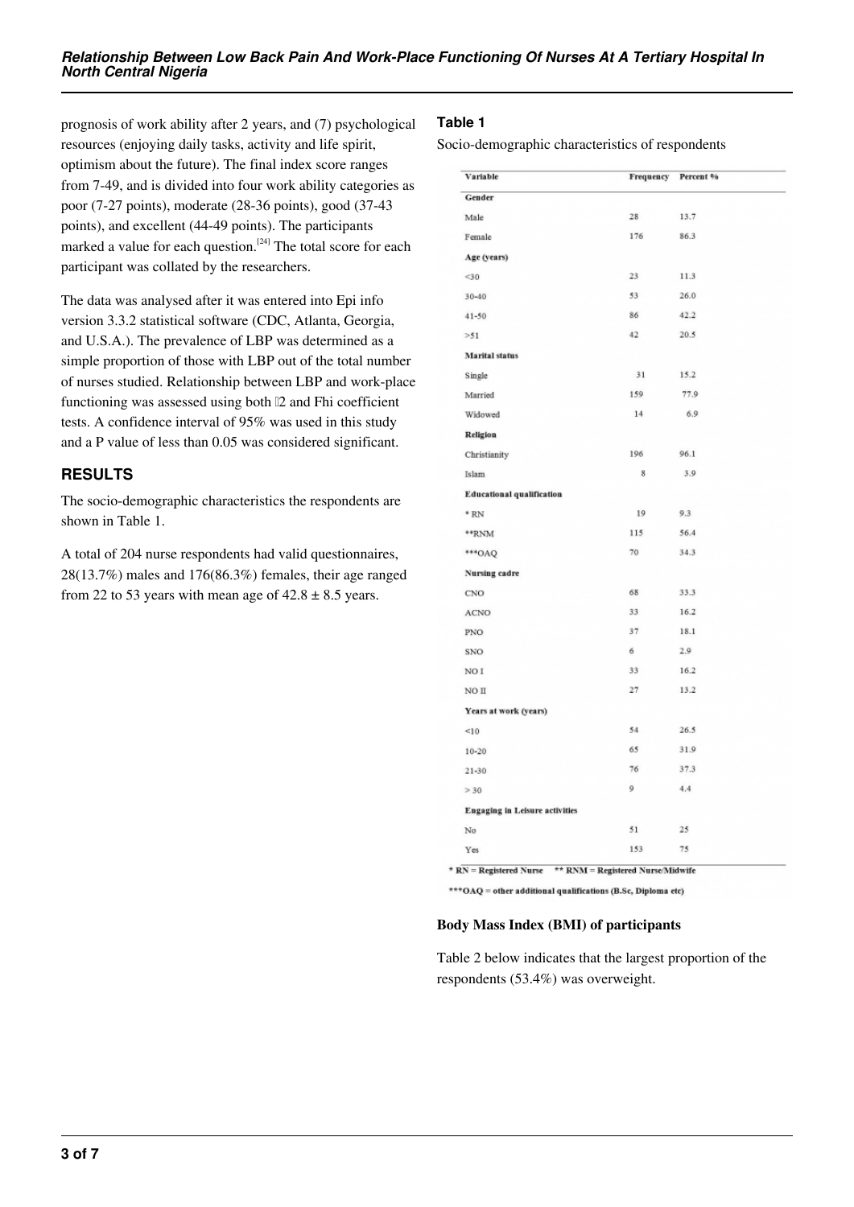prognosis of work ability after 2 years, and (7) psychological resources (enjoying daily tasks, activity and life spirit, optimism about the future). The final index score ranges from 7-49, and is divided into four work ability categories as poor (7-27 points), moderate (28-36 points), good (37-43 points), and excellent (44-49 points). The participants marked a value for each question.[24] The total score for each participant was collated by the researchers.

The data was analysed after it was entered into Epi info version 3.3.2 statistical software (CDC, Atlanta, Georgia, and U.S.A.). The prevalence of LBP was determined as a simple proportion of those with LBP out of the total number of nurses studied. Relationship between LBP and work-place functioning was assessed using both 2 and Fhi coefficient tests. A confidence interval of 95% was used in this study and a P value of less than 0.05 was considered significant.

## RESULTS

The socio-demographic characteristics the respondents are shown in Table 1.

A total of 204 nurse respondents had valid questionnaires, 28(13.7%) males and 176(86.3%) females, their age ranged from 22 to 53 years with mean age of 42.8 ± 8.5 years.

### Table 1

Socio-demographic characteristics of respondents

| Variable | Frequency | Percent % |
|---|---|---|
| **Gender** | | |
| Male | 28 | 13.7 |
| Female | 176 | 86.3 |
| **Age (years)** | | |
| <30 | 23 | 11.3 |
| 30-40 | 53 | 26.0 |
| 41-50 | 86 | 42.2 |
| >51 | 42 | 20.5 |
| **Marital status** | | |
| Single | 31 | 15.2 |
| Married | 159 | 77.9 |
| Widowed | 14 | 6.9 |
| **Religion** | | |
| Christianity | 196 | 96.1 |
| Islam | 8 | 3.9 |
| **Educational qualification** | | |
| * RN | 19 | 9.3 |
| **RNM | 115 | 56.4 |
| ***OAQ | 70 | 34.3 |
| **Nursing cadre** | | |
| CNO | 68 | 33.3 |
| ACNO | 33 | 16.2 |
| PNO | 37 | 18.1 |
| SNO | 6 | 2.9 |
| NO I | 33 | 16.2 |
| NO II | 27 | 13.2 |
| **Years at work (years)** | | |
| <10 | 54 | 26.5 |
| 10-20 | 65 | 31.9 |
| 21-30 | 76 | 37.3 |
| > 30 | 9 | 4.4 |
| **Engaging in Leisure activities** | | |
| No | 51 | 25 |
| Yes | 153 | 75 |

* RN = Registered Nurse ** RNM = Registered Nurse/Midwife

***OAQ = other additional qualifications (B.Sc, Diploma etc)

**Body Mass Index (BMI) of participants**

Table 2 below indicates that the largest proportion of the respondents (53.4%) was overweight.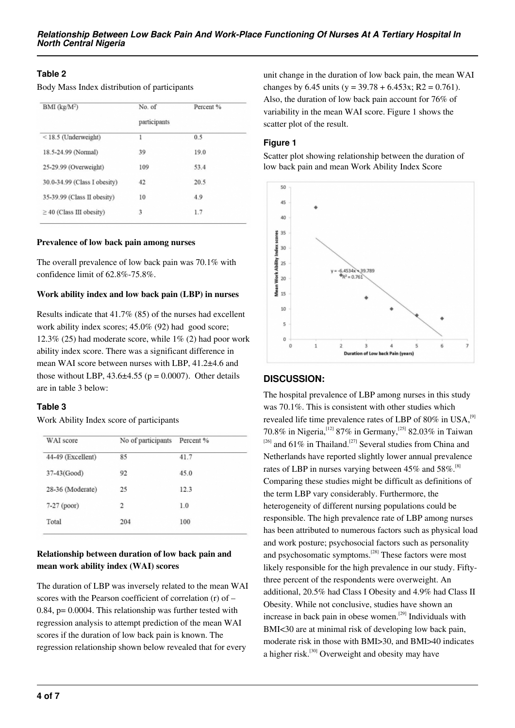### Table 2

Body Mass Index distribution of participants

| BMI (kg/M$^2$) | No. of participants | Percent % |
|---|---|---|
| < 18.5 (Underweight) | 1 | 0.5 |
| 18.5-24.99 (Normal) | 39 | 19.0 |
| 25-29.99 (Overweight) | 109 | 53.4 |
| 30.0-34.99 (Class I obesity) | 42 | 20.5 |
| 35-39.99 (Class II obesity) | 10 | 4.9 |
| ≥ 40 (Class III obesity) | 3 | 1.7 |

**Prevalence of low back pain among nurses**

The overall prevalence of low back pain was 70.1% with confidence limit of 62.8%-75.8%.

**Work ability index and low back pain (LBP) in nurses**

Results indicate that 41.7% (85) of the nurses had excellent work ability index scores; 45.0% (92) had good score; 12.3% (25) had moderate score, while 1% (2) had poor work ability index score. There was a significant difference in mean WAI score between nurses with LBP, 41.2±4.6 and those without LBP, 43.6±4.55 ($p = 0.0007$). Other details are in table 3 below:

### Table 3

Work Ability Index score of participants

| WAI score | No of participants | Percent % |
|---|---|---|
| 44-49 (Excellent) | 85 | 41.7 |
| 37-43(Good) | 92 | 45.0 |
| 28-36 (Moderate) | 25 | 12.3 |
| 7-27 (poor) | 2 | 1.0 |
| Total | 204 | 100 |

**Relationship between duration of low back pain and mean work ability index (WAI) scores**

The duration of LBP was inversely related to the mean WAI scores with the Pearson coefficient of correlation (r) of – 0.84, p= 0.0004. This relationship was further tested with regression analysis to attempt prediction of the mean WAI scores if the duration of low back pain is known. The regression relationship shown below revealed that for every unit change in the duration of low back pain, the mean WAI changes by 6.45 units ($y = 39.78 + 6.453x$; $R2 = 0.761$). Also, the duration of low back pain account for 76% of variability in the mean WAI score. Figure 1 shows the scatter plot of the result.

### Figure 1

Scatter plot showing relationship between the duration of low back pain and mean Work Ability Index Score

## DISCUSSION:

The hospital prevalence of LBP among nurses in this study was 70.1%. This is consistent with other studies which revealed life time prevalence rates of LBP of 80% in USA,[9] 70.8% in Nigeria,[12] 87% in Germany,[25] 82.03% in Taiwan [26] and 61% in Thailand.[27] Several studies from China and Netherlands have reported slightly lower annual prevalence rates of LBP in nurses varying between 45% and 58%.[8] Comparing these studies might be difficult as definitions of the term LBP vary considerably. Furthermore, the heterogeneity of different nursing populations could be responsible. The high prevalence rate of LBP among nurses has been attributed to numerous factors such as physical load and work posture; psychosocial factors such as personality and psychosomatic symptoms.[28] These factors were most likely responsible for the high prevalence in our study. Fifty-three percent of the respondents were overweight. An additional, 20.5% had Class I Obesity and 4.9% had Class II Obesity. While not conclusive, studies have shown an increase in back pain in obese women.[29] Individuals with BMI<30 are at minimal risk of developing low back pain, moderate risk in those with BMI>30, and BMI>40 indicates a higher risk.[30] Overweight and obesity may have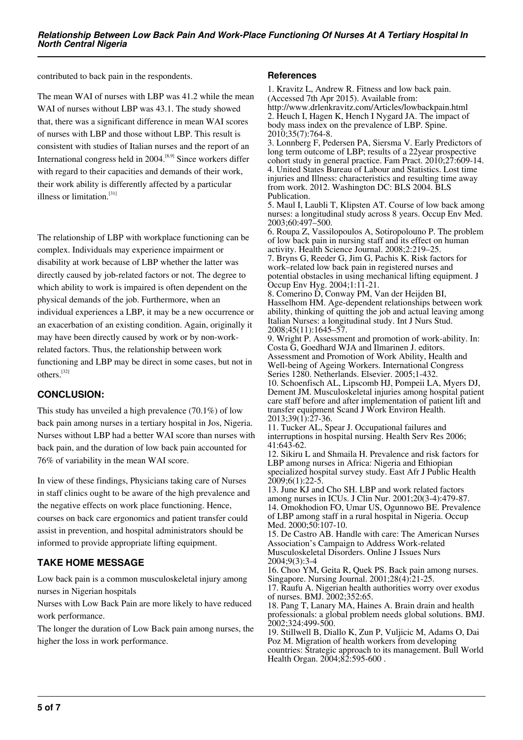contributed to back pain in the respondents.

The mean WAI of nurses with LBP was 41.2 while the mean WAI of nurses without LBP was 43.1. The study showed that, there was a significant difference in mean WAI scores of nurses with LBP and those without LBP. This result is consistent with studies of Italian nurses and the report of an International congress held in 2004.[8,9] Since workers differ with regard to their capacities and demands of their work, their work ability is differently affected by a particular illness or limitation.[31]

The relationship of LBP with workplace functioning can be complex. Individuals may experience impairment or disability at work because of LBP whether the latter was directly caused by job-related factors or not. The degree to which ability to work is impaired is often dependent on the physical demands of the job. Furthermore, when an individual experiences a LBP, it may be a new occurrence or an exacerbation of an existing condition. Again, originally it may have been directly caused by work or by non-work-related factors. Thus, the relationship between work functioning and LBP may be direct in some cases, but not in others.[32]

## CONCLUSION:

This study has unveiled a high prevalence (70.1%) of low back pain among nurses in a tertiary hospital in Jos, Nigeria. Nurses without LBP had a better WAI score than nurses with back pain, and the duration of low back pain accounted for 76% of variability in the mean WAI score.

In view of these findings, Physicians taking care of Nurses in staff clinics ought to be aware of the high prevalence and the negative effects on work place functioning. Hence, courses on back care ergonomics and patient transfer could assist in prevention, and hospital administrators should be informed to provide appropriate lifting equipment.

## TAKE HOME MESSAGE

Low back pain is a common musculoskeletal injury among nurses in Nigerian hospitals

Nurses with Low Back Pain are more likely to have reduced work performance.

The longer the duration of Low Back pain among nurses, the higher the loss in work performance.

## References

1. Kravitz L, Andrew R. Fitness and low back pain. (Accessed 7th Apr 2015). Available from: http://www.drlenkravitz.com/Articles/lowbackpain.html
2. Heuch I, Hagen K, Hench I Nygard JA. The impact of body mass index on the prevalence of LBP. Spine. 2010;35(7):764-8.
3. Lonnberg F, Pedersen PA, Siersma V. Early Predictors of long term outcome of LBP; results of a 22year prospective cohort study in general practice. Fam Pract. 2010;27:609-14.
4. United States Bureau of Labour and Statistics. Lost time injuries and Illness: characteristics and resulting time away from work. 2012. Washington DC: BLS 2004. BLS Publication.
5. Maul I, Laubli T, Klipsten AT. Course of low back among nurses: a longitudinal study across 8 years. Occup Env Med. 2003;60:497–500.
6. Roupa Z, Vassilopoulos A, Sotiropolouno P. The problem of low back pain in nursing staff and its effect on human activity. Health Science Journal. 2008;2:219–25.
7. Bryns G, Reeder G, Jim G, Pachis K. Risk factors for work–related low back pain in registered nurses and potential obstacles in using mechanical lifting equipment. J Occup Env Hyg. 2004;1:11-21.
8. Comerino D, Conway PM, Van der Heijden BI, Hasselhom HM. Age-dependent relationships between work ability, thinking of quitting the job and actual leaving among Italian Nurses: a longitudinal study. Int J Nurs Stud. 2008;45(11):1645–57.
9. Wright P. Assessment and promotion of work-ability. In: Costa G, Goedhard WJA and Ilmarinen J. editors. Assessment and Promotion of Work Ability, Health and Well-being of Ageing Workers. International Congress Series 1280. Netherlands. Elsevier. 2005;1-432.
10. Schoenfisch AL, Lipscomb HJ, Pompeii LA, Myers DJ, Dement JM. Musculoskeletal injuries among hospital patient care staff before and after implementation of patient lift and transfer equipment Scand J Work Environ Health. 2013;39(1):27-36.
11. Tucker AL, Spear J. Occupational failures and interruptions in hospital nursing. Health Serv Res 2006; 41:643-62.
12. Sikiru L and Shmaila H. Prevalence and risk factors for LBP among nurses in Africa: Nigeria and Ethiopian specialized hospital survey study. East Afr J Public Health 2009;6(1):22-5.
13. June KJ and Cho SH. LBP and work related factors among nurses in ICUs. J Clin Nur. 2001;20(3-4):479-87.
14. Omokhodion FO, Umar US, Ogunnowo BE. Prevalence of LBP among staff in a rural hospital in Nigeria. Occup Med. 2000;50:107-10.
15. De Castro AB. Handle with care: The American Nurses Association's Campaign to Address Work-related Musculoskeletal Disorders. Online J Issues Nurs 2004;9(3):3-4
16. Choo YM, Geita R, Quek PS. Back pain among nurses. Singapore. Nursing Journal. 2001;28(4):21-25.
17. Raufu A. Nigerian health authorities worry over exodus of nurses. BMJ. 2002;352:65.
18. Pang T, Lanary MA, Haines A. Brain drain and health professionals: a global problem needs global solutions. BMJ. 2002;324:499-500.
19. Stillwell B, Diallo K, Zun P, Vuljicic M, Adams O, Dai Poz M. Migration of health workers from developing countries: Strategic approach to its management. Bull World Health Organ. 2004;82:595-600 .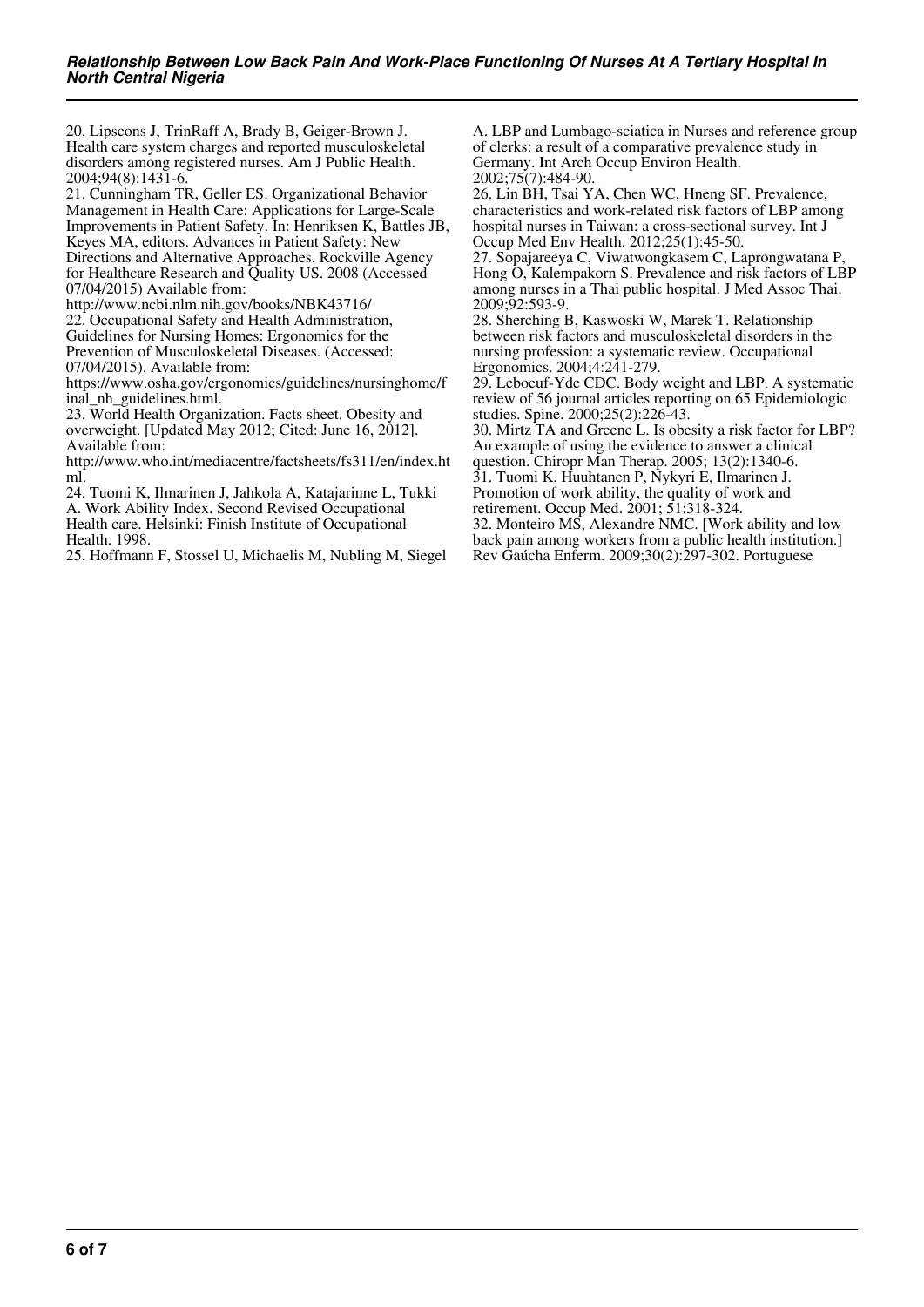20. Lipscons J, TrinRaff A, Brady B, Geiger-Brown J. Health care system charges and reported musculoskeletal disorders among registered nurses. Am J Public Health. 2004;94(8):1431-6.
21. Cunningham TR, Geller ES. Organizational Behavior Management in Health Care: Applications for Large-Scale Improvements in Patient Safety. In: Henriksen K, Battles JB, Keyes MA, editors. Advances in Patient Safety: New Directions and Alternative Approaches. Rockville Agency for Healthcare Research and Quality US. 2008 (Accessed 07/04/2015) Available from: http://www.ncbi.nlm.nih.gov/books/NBK43716/
22. Occupational Safety and Health Administration, Guidelines for Nursing Homes: Ergonomics for the Prevention of Musculoskeletal Diseases. (Accessed: 07/04/2015). Available from: https://www.osha.gov/ergonomics/guidelines/nursinghome/final_nh_guidelines.html.
23. World Health Organization. Facts sheet. Obesity and overweight. [Updated May 2012; Cited: June 16, 2012]. Available from: http://www.who.int/mediacentre/factsheets/fs311/en/index.html.
24. Tuomi K, Ilmarinen J, Jahkola A, Katajarinne L, Tukki A. Work Ability Index. Second Revised Occupational Health care. Helsinki: Finish Institute of Occupational Health. 1998.
25. Hoffmann F, Stossel U, Michaelis M, Nubling M, Siegel A. LBP and Lumbago-sciatica in Nurses and reference group of clerks: a result of a comparative prevalence study in Germany. Int Arch Occup Environ Health. 2002;75(7):484-90.
26. Lin BH, Tsai YA, Chen WC, Hneng SF. Prevalence, characteristics and work-related risk factors of LBP among hospital nurses in Taiwan: a cross-sectional survey. Int J Occup Med Env Health. 2012;25(1):45-50.
27. Sopajareeya C, Viwatwongkasem C, Laprongwatana P, Hong O, Kalempakorn S. Prevalence and risk factors of LBP among nurses in a Thai public hospital. J Med Assoc Thai. 2009;92:593-9.
28. Sherching B, Kaswoski W, Marek T. Relationship between risk factors and musculoskeletal disorders in the nursing profession: a systematic review. Occupational Ergonomics. 2004;4:241-279.
29. Leboeuf-Yde CDC. Body weight and LBP. A systematic review of 56 journal articles reporting on 65 Epidemiologic studies. Spine. 2000;25(2):226-43.
30. Mirtz TA and Greene L. Is obesity a risk factor for LBP? An example of using the evidence to answer a clinical question. Chiropr Man Therap. 2005; 13(2):1340-6.
31. Tuomi K, Huuhtanen P, Nykyri E, Ilmarinen J. Promotion of work ability, the quality of work and retirement. Occup Med. 2001; 51:318-324.
32. Monteiro MS, Alexandre NMC. [Work ability and low back pain among workers from a public health institution.] Rev Gaúcha Enferm. 2009;30(2):297-302. Portuguese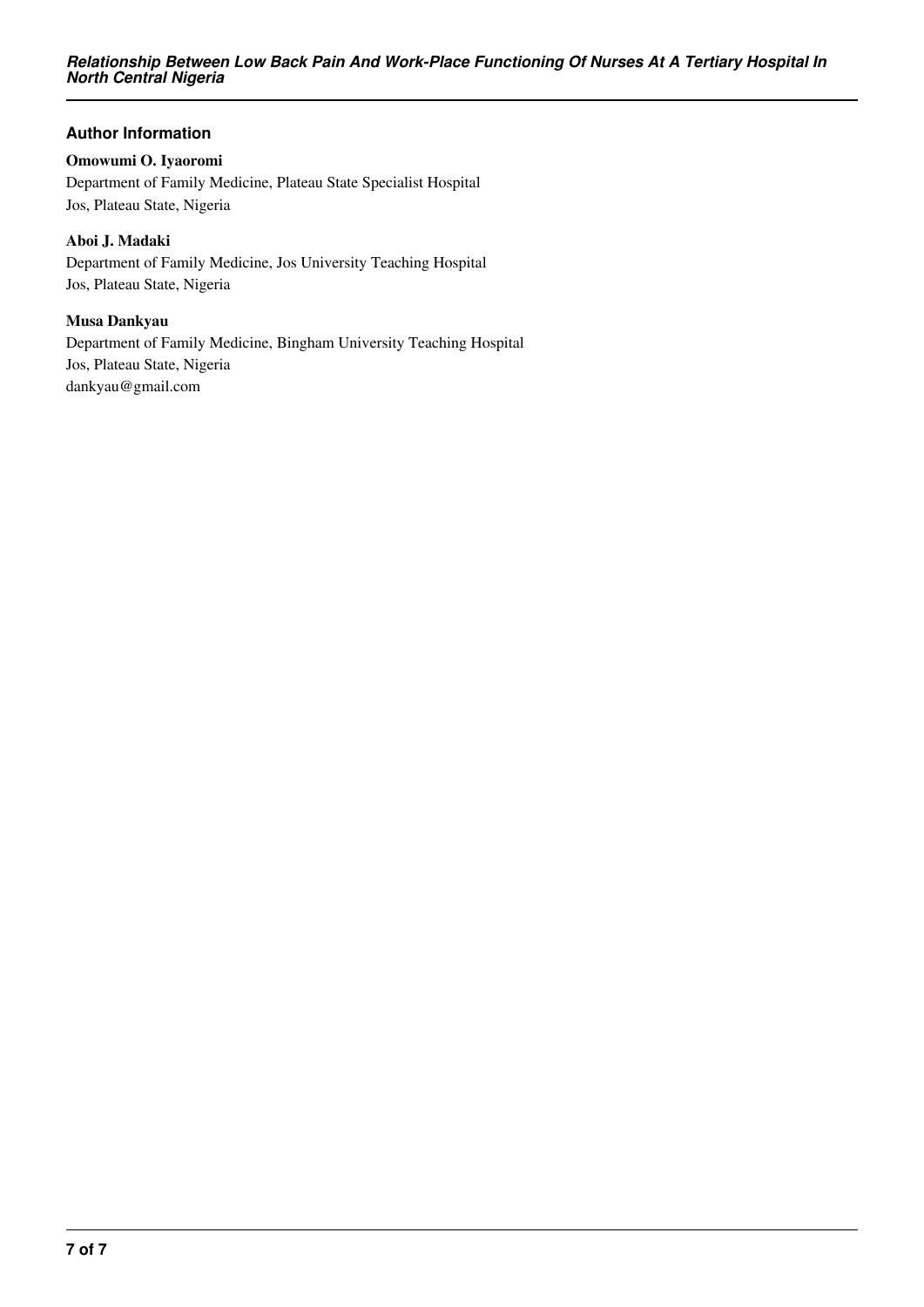## Author Information

**Omowumi O. Iyaoromi**
Department of Family Medicine, Plateau State Specialist Hospital
Jos, Plateau State, Nigeria

**Aboi J. Madaki**
Department of Family Medicine, Jos University Teaching Hospital
Jos, Plateau State, Nigeria

**Musa Dankyau**
Department of Family Medicine, Bingham University Teaching Hospital
Jos, Plateau State, Nigeria
dankyau@gmail.com